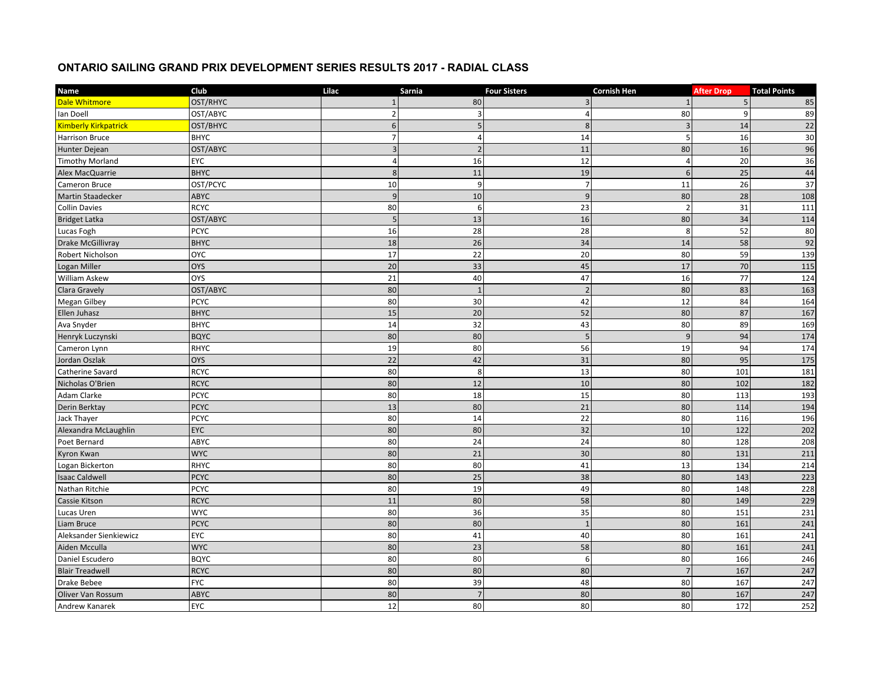## ONTARIO SAILING GRAND PRIX DEVELOPMENT SERIES RESULTS 2017 - RADIAL CLASS

| Name | Club | Lilac | Sarnia | Four Sisters | Cornish Hen | After Drop | Total Points |
|---|---|---|---|---|---|---|---|
| Dale Whitmore | OST/RHYC | 1 | 80 | 3 | 1 | 5 | 85 |
| Ian Doell | OST/ABYC | 2 | 3 | 4 | 80 | 9 | 89 |
| Kimberly Kirkpatrick | OST/BHYC | 6 | 5 | 8 | 3 | 14 | 22 |
| Harrison Bruce | BHYC | 7 | 4 | 14 | 5 | 16 | 30 |
| Hunter Dejean | OST/ABYC | 3 | 2 | 11 | 80 | 16 | 96 |
| Timothy Morland | EYC | 4 | 16 | 12 | 4 | 20 | 36 |
| Alex MacQuarrie | BHYC | 8 | 11 | 19 | 6 | 25 | 44 |
| Cameron Bruce | OST/PCYC | 10 | 9 | 7 | 11 | 26 | 37 |
| Martin Staadecker | ABYC | 9 | 10 | 9 | 80 | 28 | 108 |
| Collin Davies | RCYC | 80 | 6 | 23 | 2 | 31 | 111 |
| Bridget Latka | OST/ABYC | 5 | 13 | 16 | 80 | 34 | 114 |
| Lucas Fogh | PCYC | 16 | 28 | 28 | 8 | 52 | 80 |
| Drake McGillivray | BHYC | 18 | 26 | 34 | 14 | 58 | 92 |
| Robert Nicholson | OYC | 17 | 22 | 20 | 80 | 59 | 139 |
| Logan Miller | OYS | 20 | 33 | 45 | 17 | 70 | 115 |
| William Askew | OYS | 21 | 40 | 47 | 16 | 77 | 124 |
| Clara Gravely | OST/ABYC | 80 | 1 | 2 | 80 | 83 | 163 |
| Megan Gilbey | PCYC | 80 | 30 | 42 | 12 | 84 | 164 |
| Ellen Juhasz | BHYC | 15 | 20 | 52 | 80 | 87 | 167 |
| Ava Snyder | BHYC | 14 | 32 | 43 | 80 | 89 | 169 |
| Henryk Luczynski | BQYC | 80 | 80 | 5 | 9 | 94 | 174 |
| Cameron Lynn | RHYC | 19 | 80 | 56 | 19 | 94 | 174 |
| Jordan Oszlak | OYS | 22 | 42 | 31 | 80 | 95 | 175 |
| Catherine Savard | RCYC | 80 | 8 | 13 | 80 | 101 | 181 |
| Nicholas O'Brien | RCYC | 80 | 12 | 10 | 80 | 102 | 182 |
| Adam Clarke | PCYC | 80 | 18 | 15 | 80 | 113 | 193 |
| Derin Berktay | PCYC | 13 | 80 | 21 | 80 | 114 | 194 |
| Jack Thayer | PCYC | 80 | 14 | 22 | 80 | 116 | 196 |
| Alexandra McLaughlin | EYC | 80 | 80 | 32 | 10 | 122 | 202 |
| Poet Bernard | ABYC | 80 | 24 | 24 | 80 | 128 | 208 |
| Kyron Kwan | WYC | 80 | 21 | 30 | 80 | 131 | 211 |
| Logan Bickerton | RHYC | 80 | 80 | 41 | 13 | 134 | 214 |
| Isaac Caldwell | PCYC | 80 | 25 | 38 | 80 | 143 | 223 |
| Nathan Ritchie | PCYC | 80 | 19 | 49 | 80 | 148 | 228 |
| Cassie Kitson | RCYC | 11 | 80 | 58 | 80 | 149 | 229 |
| Lucas Uren | WYC | 80 | 36 | 35 | 80 | 151 | 231 |
| Liam Bruce | PCYC | 80 | 80 | 1 | 80 | 161 | 241 |
| Aleksander Sienkiewicz | EYC | 80 | 41 | 40 | 80 | 161 | 241 |
| Aiden Mcculla | WYC | 80 | 23 | 58 | 80 | 161 | 241 |
| Daniel Escudero | BQYC | 80 | 80 | 6 | 80 | 166 | 246 |
| Blair Treadwell | RCYC | 80 | 80 | 80 | 7 | 167 | 247 |
| Drake Bebee | FYC | 80 | 39 | 48 | 80 | 167 | 247 |
| Oliver Van Rossum | ABYC | 80 | 7 | 80 | 80 | 167 | 247 |
| Andrew Kanarek | EYC | 12 | 80 | 80 | 80 | 172 | 252 |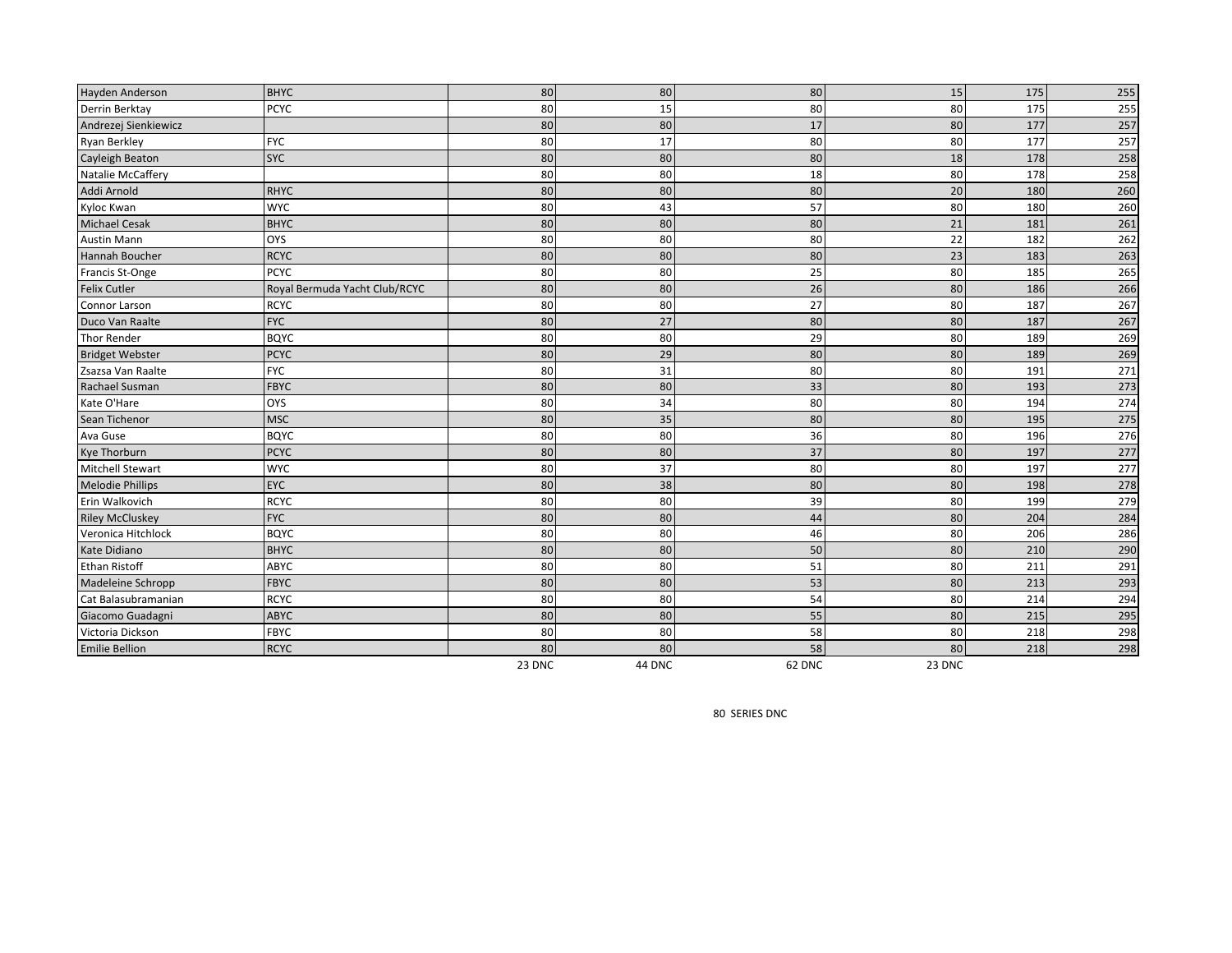| | | | | | | | |
|---|---|---|---|---|---|---|---|
| Hayden Anderson | BHYC | 80 | 80 | 80 | 15 | 175 | 255 |
| Derrin Berktay | PCYC | 80 | 15 | 80 | 80 | 175 | 255 |
| Andrezej Sienkiewicz | | 80 | 80 | 17 | 80 | 177 | 257 |
| Ryan Berkley | FYC | 80 | 17 | 80 | 80 | 177 | 257 |
| Cayleigh Beaton | SYC | 80 | 80 | 80 | 18 | 178 | 258 |
| Natalie McCaffery | | 80 | 80 | 18 | 80 | 178 | 258 |
| Addi Arnold | RHYC | 80 | 80 | 80 | 20 | 180 | 260 |
| Kyloc Kwan | WYC | 80 | 43 | 57 | 80 | 180 | 260 |
| Michael Cesak | BHYC | 80 | 80 | 80 | 21 | 181 | 261 |
| Austin Mann | OYS | 80 | 80 | 80 | 22 | 182 | 262 |
| Hannah Boucher | RCYC | 80 | 80 | 80 | 23 | 183 | 263 |
| Francis St-Onge | PCYC | 80 | 80 | 25 | 80 | 185 | 265 |
| Felix Cutler | Royal Bermuda Yacht Club/RCYC | 80 | 80 | 26 | 80 | 186 | 266 |
| Connor Larson | RCYC | 80 | 80 | 27 | 80 | 187 | 267 |
| Duco Van Raalte | FYC | 80 | 27 | 80 | 80 | 187 | 267 |
| Thor Render | BQYC | 80 | 80 | 29 | 80 | 189 | 269 |
| Bridget Webster | PCYC | 80 | 29 | 80 | 80 | 189 | 269 |
| Zsazsa Van Raalte | FYC | 80 | 31 | 80 | 80 | 191 | 271 |
| Rachael Susman | FBYC | 80 | 80 | 33 | 80 | 193 | 273 |
| Kate O'Hare | OYS | 80 | 34 | 80 | 80 | 194 | 274 |
| Sean Tichenor | MSC | 80 | 35 | 80 | 80 | 195 | 275 |
| Ava Guse | BQYC | 80 | 80 | 36 | 80 | 196 | 276 |
| Kye Thorburn | PCYC | 80 | 80 | 37 | 80 | 197 | 277 |
| Mitchell Stewart | WYC | 80 | 37 | 80 | 80 | 197 | 277 |
| Melodie Phillips | EYC | 80 | 38 | 80 | 80 | 198 | 278 |
| Erin Walkovich | RCYC | 80 | 80 | 39 | 80 | 199 | 279 |
| Riley McCluskey | FYC | 80 | 80 | 44 | 80 | 204 | 284 |
| Veronica Hitchlock | BQYC | 80 | 80 | 46 | 80 | 206 | 286 |
| Kate Didiano | BHYC | 80 | 80 | 50 | 80 | 210 | 290 |
| Ethan Ristoff | ABYC | 80 | 80 | 51 | 80 | 211 | 291 |
| Madeleine Schropp | FBYC | 80 | 80 | 53 | 80 | 213 | 293 |
| Cat Balasubramanian | RCYC | 80 | 80 | 54 | 80 | 214 | 294 |
| Giacomo Guadagni | ABYC | 80 | 80 | 55 | 80 | 215 | 295 |
| Victoria Dickson | FBYC | 80 | 80 | 58 | 80 | 218 | 298 |
| Emilie Bellion | RCYC | 80 | 80 | 58 | 80 | 218 | 298 |
| | | 23 DNC | 44 DNC | 62 DNC | 23 DNC | | |

80 SERIES DNC